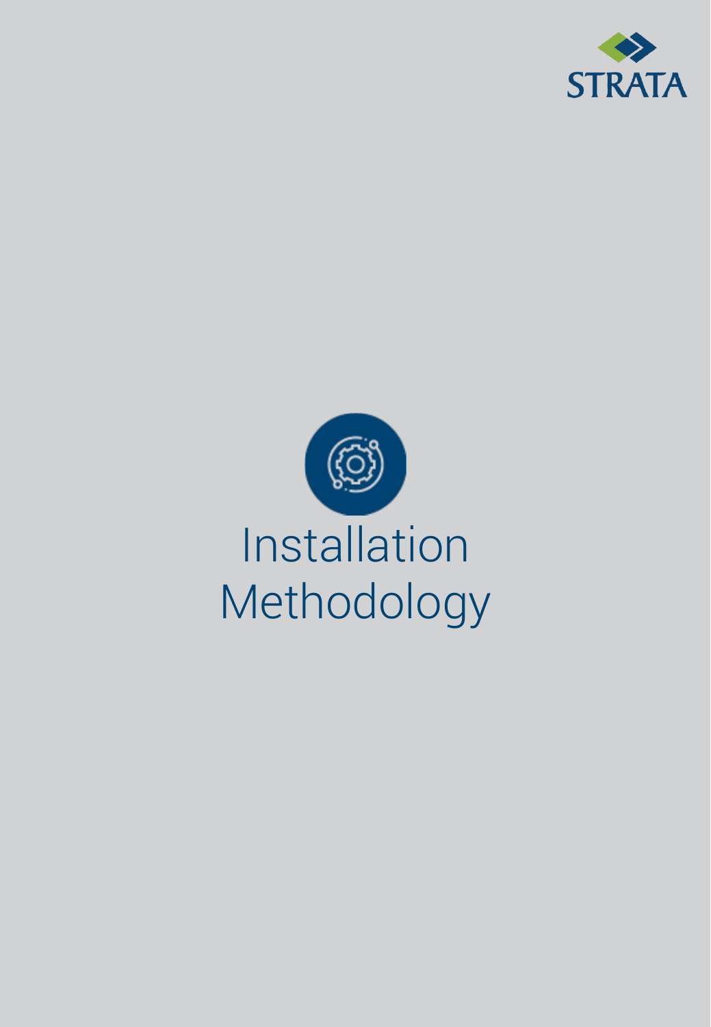STRATA

# Installation Methodology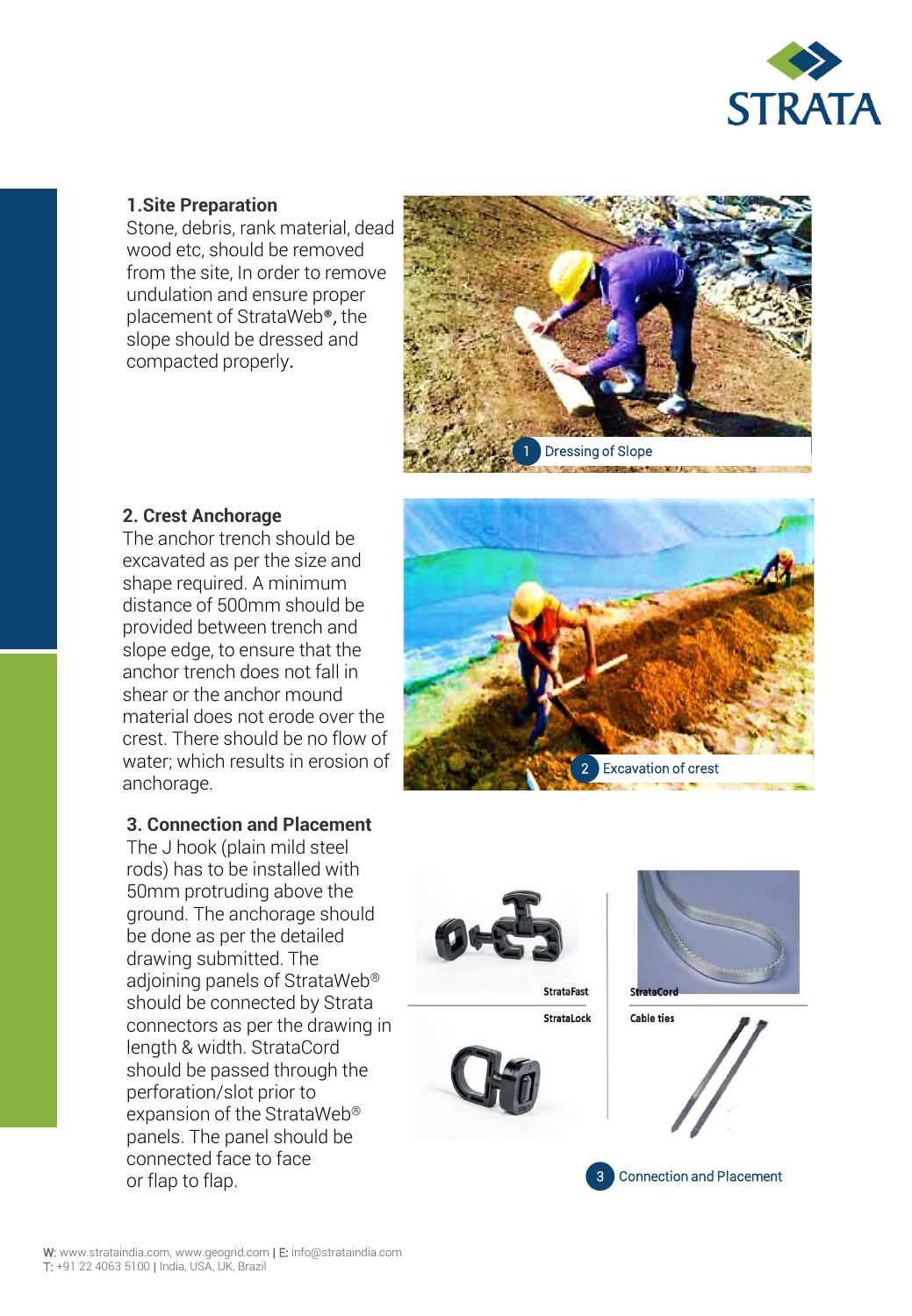## 1.Site Preparation

Stone, debris, rank material, dead wood etc, should be removed from the site, In order to remove undulation and ensure proper placement of StrataWeb®, the slope should be dressed and compacted properly.

1 Dressing of Slope

## 2. Crest Anchorage

The anchor trench should be excavated as per the size and shape required. A minimum distance of 500mm should be provided between trench and slope edge, to ensure that the anchor trench does not fall in shear or the anchor mound material does not erode over the crest. There should be no flow of water; which results in erosion of anchorage.

2 Excavation of crest

## 3. Connection and Placement

The J hook (plain mild steel rods) has to be installed with 50mm protruding above the ground. The anchorage should be done as per the detailed drawing submitted. The adjoining panels of StrataWeb® should be connected by Strata connectors as per the drawing in length & width. StrataCord should be passed through the perforation/slot prior to expansion of the StrataWeb® panels. The panel should be connected face to face or flap to flap.

StrataFast

StrataCord

StrataLock

Cable ties

3 Connection and Placement

W: www.strataindia.com, www.geogrid.com | E: info@strataindia.com
T: +91 22 4063 5100 | India, USA, UK, Brazil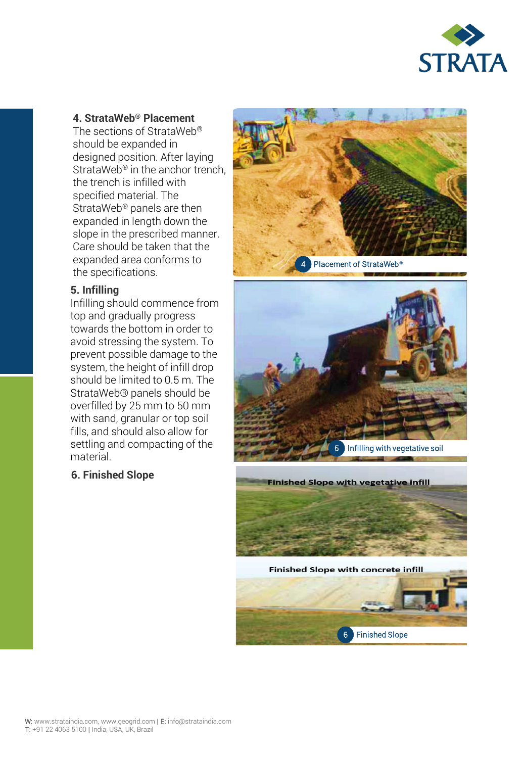### 4. StrataWeb® Placement

The sections of StrataWeb® should be expanded in designed position. After laying StrataWeb® in the anchor trench, the trench is infilled with specified material. The StrataWeb® panels are then expanded in length down the slope in the prescribed manner. Care should be taken that the expanded area conforms to the specifications.

### 5. Infilling

Infilling should commence from top and gradually progress towards the bottom in order to avoid stressing the system. To prevent possible damage to the system, the height of infill drop should be limited to 0.5 m. The StrataWeb® panels should be overfilled by 25 mm to 50 mm with sand, granular or top soil fills, and should also allow for settling and compacting of the material.

### 6. Finished Slope

4 Placement of StrataWeb®

5 Infilling with vegetative soil

Finished Slope with vegetative infill

Finished Slope with concrete infill

6 Finished Slope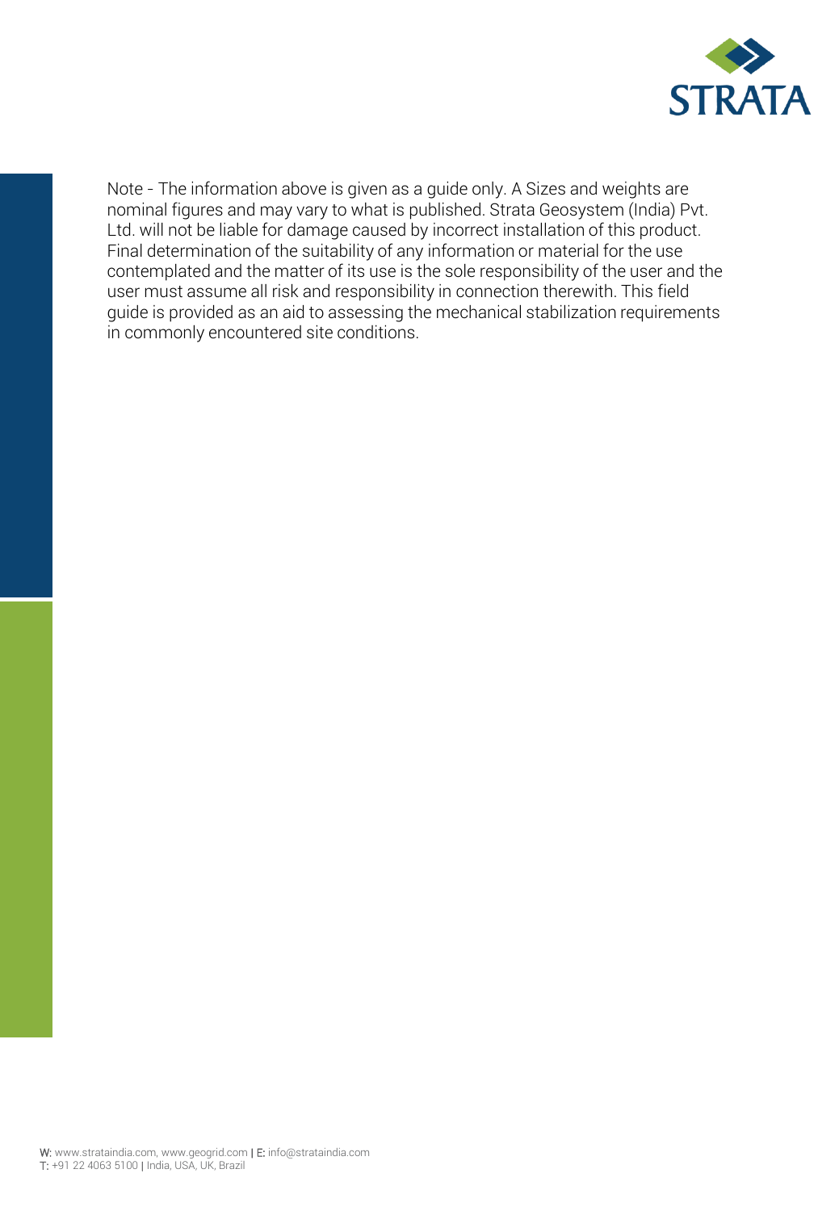Note - The information above is given as a guide only. A Sizes and weights are nominal figures and may vary to what is published. Strata Geosystem (India) Pvt. Ltd. will not be liable for damage caused by incorrect installation of this product. Final determination of the suitability of any information or material for the use contemplated and the matter of its use is the sole responsibility of the user and the user must assume all risk and responsibility in connection therewith. This field guide is provided as an aid to assessing the mechanical stabilization requirements in commonly encountered site conditions.

W: www.strataindia.com, www.geogrid.com | E: info@strataindia.com
T: +91 22 4063 5100 | India, USA, UK, Brazil